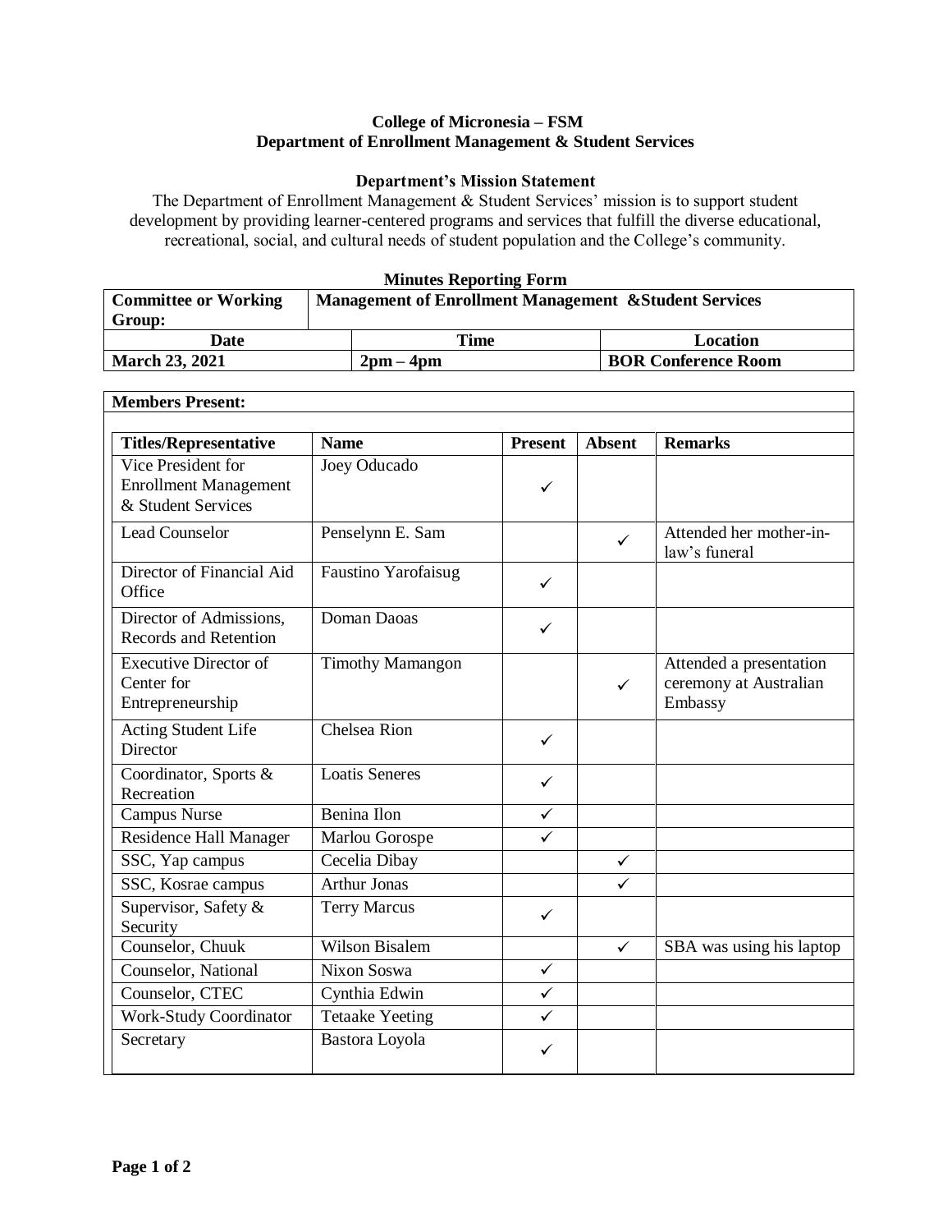**College of Micronesia – FSM**
**Department of Enrollment Management & Student Services**

**Department's Mission Statement**

The Department of Enrollment Management & Student Services' mission is to support student development by providing learner-centered programs and services that fulfill the diverse educational, recreational, social, and cultural needs of student population and the College's community.

**Minutes Reporting Form**

| **Committee or Working Group:** | **Management of Enrollment Management &Student Services** | |
|---|---|---|
| **Date** | **Time** | **Location** |
| **March 23, 2021** | **2pm – 4pm** | **BOR Conference Room** |

**Members Present:**

| **Titles/Representative** | **Name** | **Present** | **Absent** | **Remarks** |
|---|---|---|---|---|
| Vice President for Enrollment Management & Student Services | Joey Oducado | ✓ | | |
| Lead Counselor | Penselynn E. Sam | | ✓ | Attended her mother-in-law's funeral |
| Director of Financial Aid Office | Faustino Yarofaisug | ✓ | | |
| Director of Admissions, Records and Retention | Doman Daoas | ✓ | | |
| Executive Director of Center for Entrepreneurship | Timothy Mamangon | | ✓ | Attended a presentation ceremony at Australian Embassy |
| Acting Student Life Director | Chelsea Rion | ✓ | | |
| Coordinator, Sports & Recreation | Loatis Seneres | ✓ | | |
| Campus Nurse | Benina Ilon | ✓ | | |
| Residence Hall Manager | Marlou Gorospe | ✓ | | |
| SSC, Yap campus | Cecelia Dibay | | ✓ | |
| SSC, Kosrae campus | Arthur Jonas | | ✓ | |
| Supervisor, Safety & Security | Terry Marcus | ✓ | | |
| Counselor, Chuuk | Wilson Bisalem | | ✓ | SBA was using his laptop |
| Counselor, National | Nixon Soswa | ✓ | | |
| Counselor, CTEC | Cynthia Edwin | ✓ | | |
| Work-Study Coordinator | Tetaake Yeeting | ✓ | | |
| Secretary | Bastora Loyola | ✓ | | |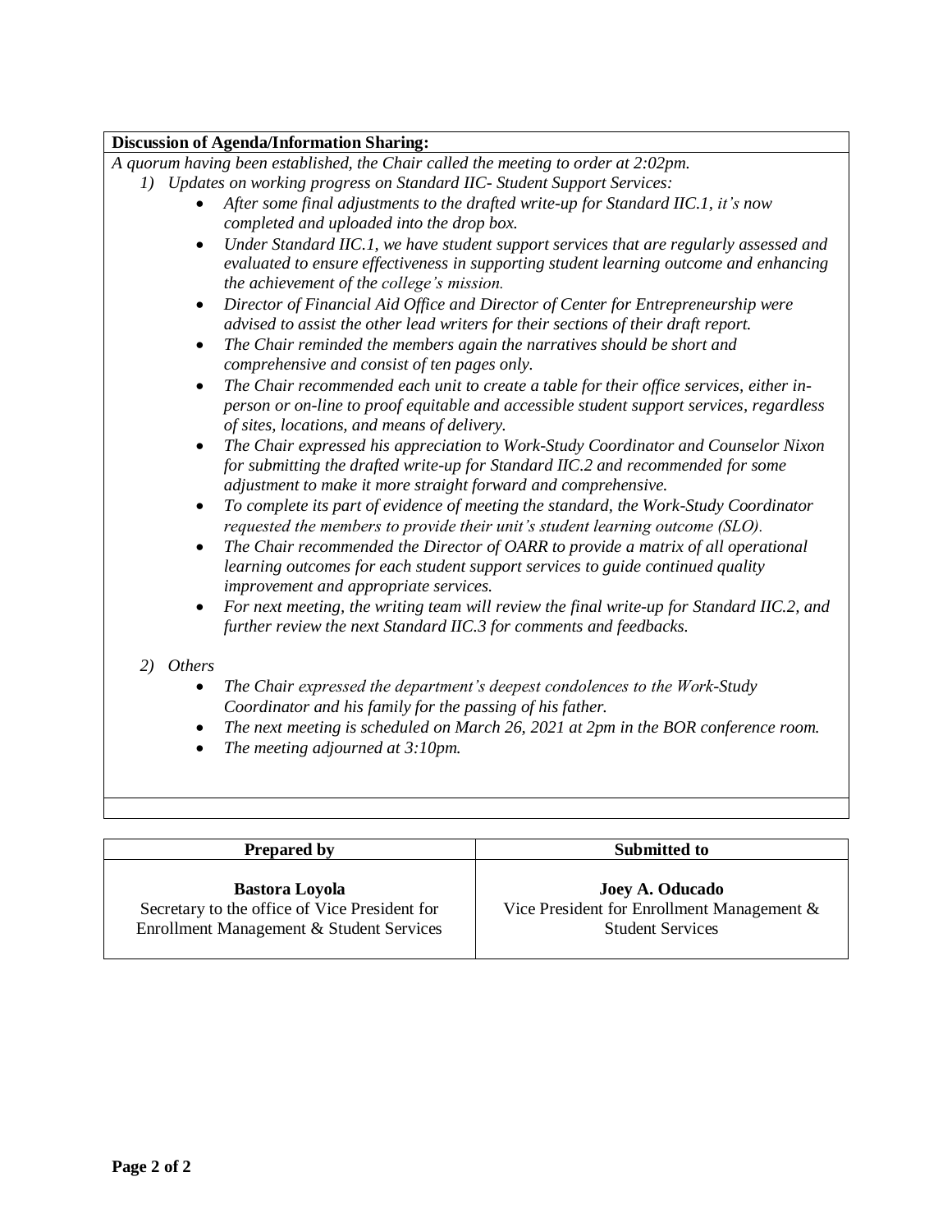**Discussion of Agenda/Information Sharing:**

*A quorum having been established, the Chair called the meeting to order at 2:02pm.*

1) *Updates on working progress on Standard IIC- Student Support Services:*
   - *After some final adjustments to the drafted write-up for Standard IIC.1, it's now completed and uploaded into the drop box.*
   - *Under Standard IIC.1, we have student support services that are regularly assessed and evaluated to ensure effectiveness in supporting student learning outcome and enhancing the achievement of the college's mission.*
   - *Director of Financial Aid Office and Director of Center for Entrepreneurship were advised to assist the other lead writers for their sections of their draft report.*
   - *The Chair reminded the members again the narratives should be short and comprehensive and consist of ten pages only.*
   - *The Chair recommended each unit to create a table for their office services, either in-person or on-line to proof equitable and accessible student support services, regardless of sites, locations, and means of delivery.*
   - *The Chair expressed his appreciation to Work-Study Coordinator and Counselor Nixon for submitting the drafted write-up for Standard IIC.2 and recommended for some adjustment to make it more straight forward and comprehensive.*
   - *To complete its part of evidence of meeting the standard, the Work-Study Coordinator requested the members to provide their unit's student learning outcome (SLO).*
   - *The Chair recommended the Director of OARR to provide a matrix of all operational learning outcomes for each student support services to guide continued quality improvement and appropriate services.*
   - *For next meeting, the writing team will review the final write-up for Standard IIC.2, and further review the next Standard IIC.3 for comments and feedbacks.*

2) *Others*
   - *The Chair expressed the department's deepest condolences to the Work-Study Coordinator and his family for the passing of his father.*
   - *The next meeting is scheduled on March 26, 2021 at 2pm in the BOR conference room.*
   - *The meeting adjourned at 3:10pm.*

| Prepared by | Submitted to |
|---|---|
| **Bastora Loyola**<br>Secretary to the office of Vice President for Enrollment Management & Student Services | **Joey A. Oducado**<br>Vice President for Enrollment Management & Student Services |